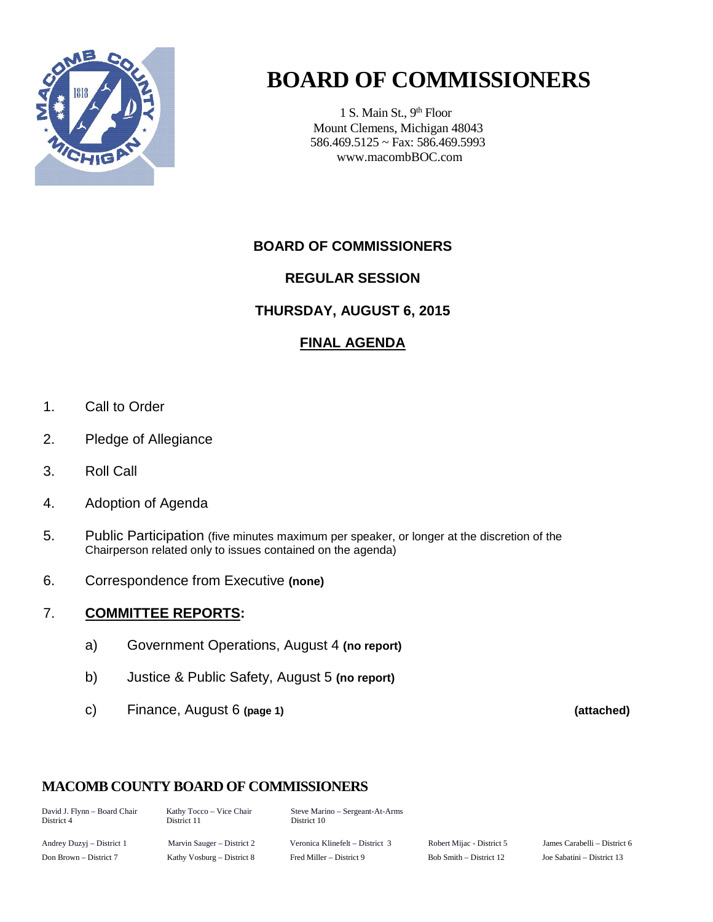# BOARD OF COMMISSIONERS

1 S. Main St., 9th Floor
Mount Clemens, Michigan 48043
586.469.5125 ~ Fax: 586.469.5993
www.macombBOC.com

## BOARD OF COMMISSIONERS

## REGULAR SESSION

## THURSDAY, AUGUST 6, 2015

## FINAL AGENDA

1. Call to Order
2. Pledge of Allegiance
3. Roll Call
4. Adoption of Agenda
5. Public Participation (five minutes maximum per speaker, or longer at the discretion of the Chairperson related only to issues contained on the agenda)
6. Correspondence from Executive **(none)**
7. **COMMITTEE REPORTS:**
   a) Government Operations, August 4 **(no report)**
   b) Justice & Public Safety, August 5 **(no report)**
   c) Finance, August 6 **(page 1)** **(attached)**

### MACOMB COUNTY BOARD OF COMMISSIONERS

David J. Flynn – Board Chair, District 4
Kathy Tocco – Vice Chair, District 11
Steve Marino – Sergeant-At-Arms, District 10

Andrey Duzyj – District 1
Marvin Sauger – District 2
Veronica Klinefelt – District 3
Robert Mijac - District 5
James Carabelli – District 6
Don Brown – District 7
Kathy Vosburg – District 8
Fred Miller – District 9
Bob Smith – District 12
Joe Sabatini – District 13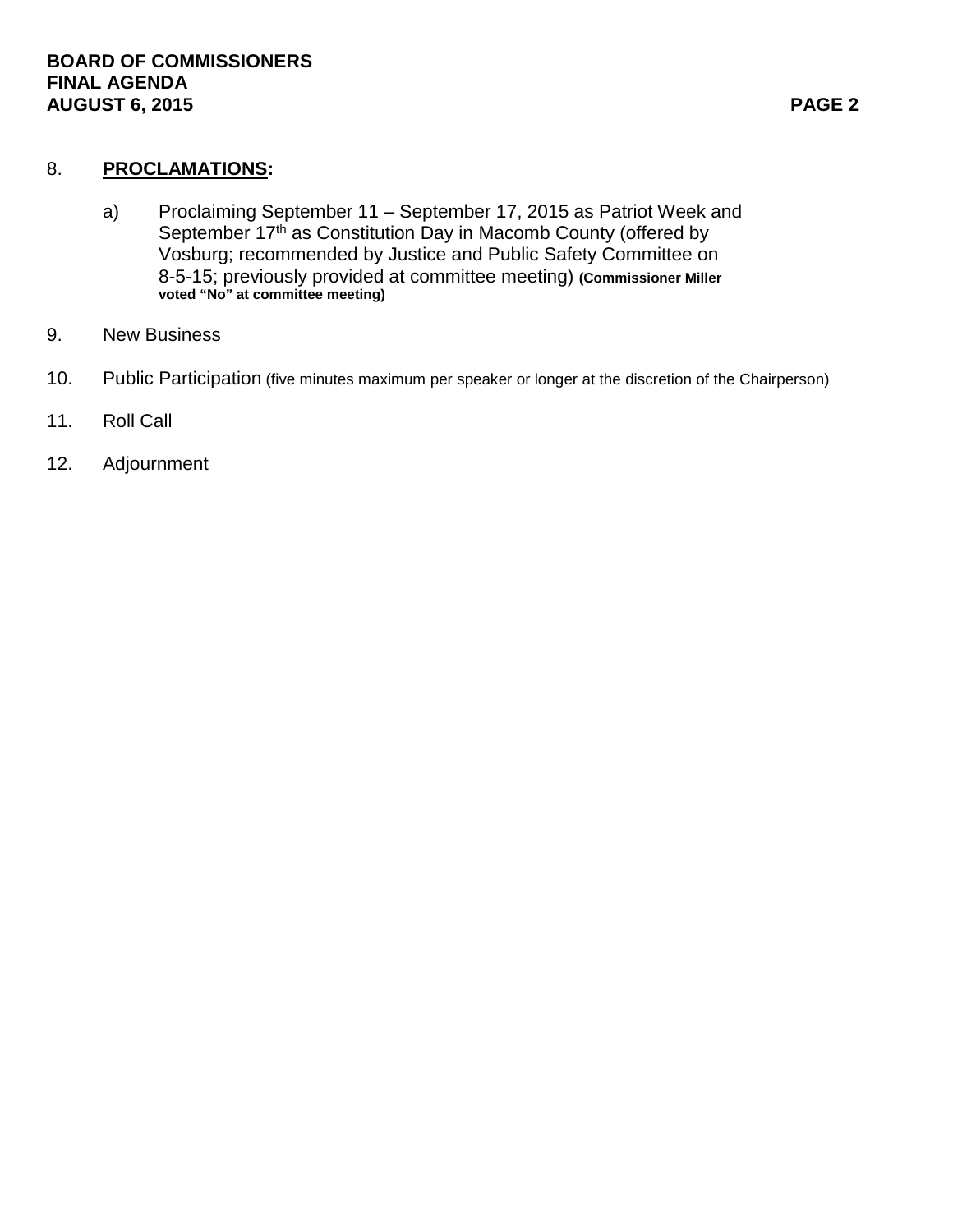8. **PROCLAMATIONS:**

   a) Proclaiming September 11 – September 17, 2015 as Patriot Week and September 17th as Constitution Day in Macomb County (offered by Vosburg; recommended by Justice and Public Safety Committee on 8-5-15; previously provided at committee meeting) **(Commissioner Miller voted "No" at committee meeting)**

9. New Business

10. Public Participation (five minutes maximum per speaker or longer at the discretion of the Chairperson)

11. Roll Call

12. Adjournment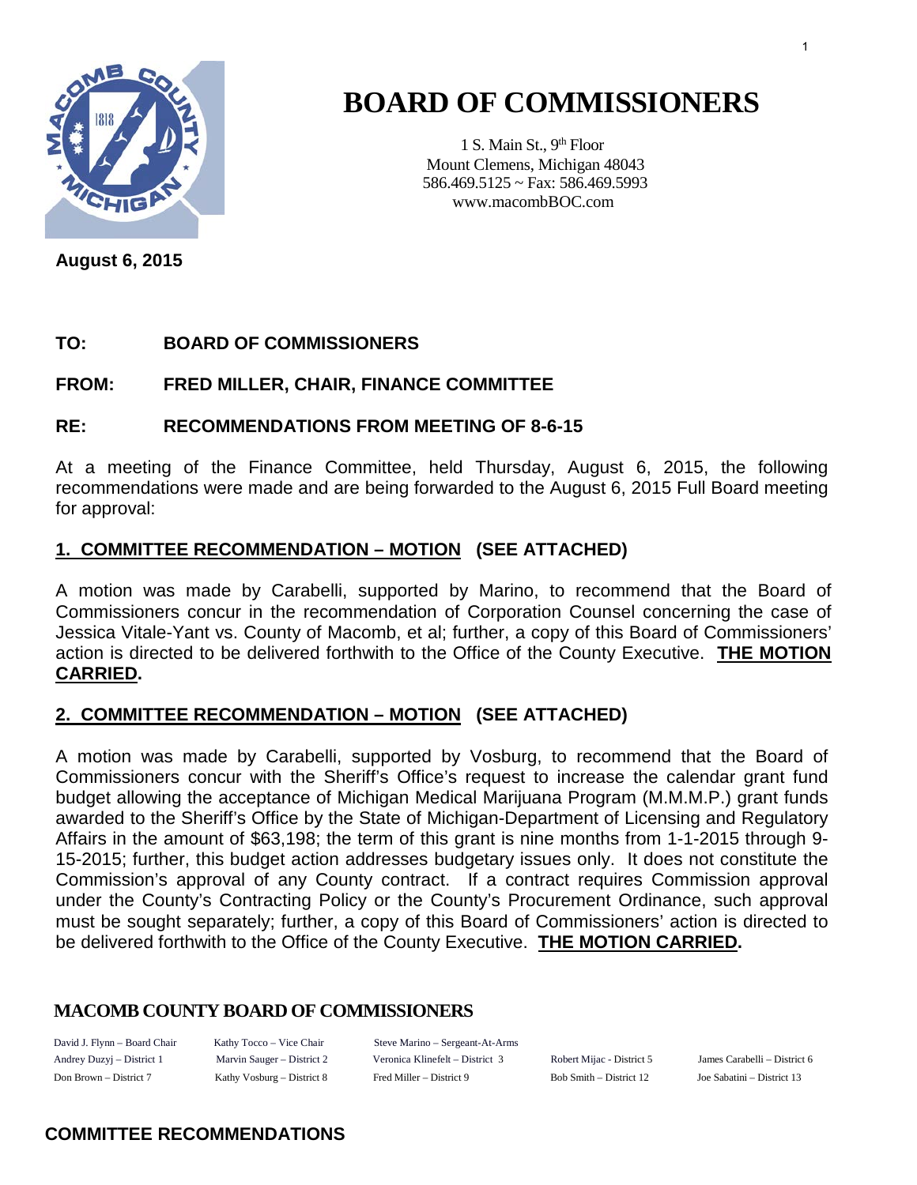# BOARD OF COMMISSIONERS

1 S. Main St., 9th Floor
Mount Clemens, Michigan 48043
586.469.5125 ~ Fax: 586.469.5993
www.macombBOC.com

**August 6, 2015**

**TO: BOARD OF COMMISSIONERS**

**FROM: FRED MILLER, CHAIR, FINANCE COMMITTEE**

**RE: RECOMMENDATIONS FROM MEETING OF 8-6-15**

At a meeting of the Finance Committee, held Thursday, August 6, 2015, the following recommendations were made and are being forwarded to the August 6, 2015 Full Board meeting for approval:

## **1. COMMITTEE RECOMMENDATION – MOTION (SEE ATTACHED)**

A motion was made by Carabelli, supported by Marino, to recommend that the Board of Commissioners concur in the recommendation of Corporation Counsel concerning the case of Jessica Vitale-Yant vs. County of Macomb, et al; further, a copy of this Board of Commissioners' action is directed to be delivered forthwith to the Office of the County Executive. **THE MOTION CARRIED.**

## **2. COMMITTEE RECOMMENDATION – MOTION (SEE ATTACHED)**

A motion was made by Carabelli, supported by Vosburg, to recommend that the Board of Commissioners concur with the Sheriff's Office's request to increase the calendar grant fund budget allowing the acceptance of Michigan Medical Marijuana Program (M.M.M.P.) grant funds awarded to the Sheriff's Office by the State of Michigan-Department of Licensing and Regulatory Affairs in the amount of $63,198; the term of this grant is nine months from 1-1-2015 through 9-15-2015; further, this budget action addresses budgetary issues only. It does not constitute the Commission's approval of any County contract. If a contract requires Commission approval under the County's Contracting Policy or the County's Procurement Ordinance, such approval must be sought separately; further, a copy of this Board of Commissioners' action is directed to be delivered forthwith to the Office of the County Executive. **THE MOTION CARRIED.**

**MACOMB COUNTY BOARD OF COMMISSIONERS**

David J. Flynn – Board Chair | Kathy Tocco – Vice Chair | Steve Marino – Sergeant-At-Arms
Andrey Duzyj – District 1 | Marvin Sauger – District 2 | Veronica Klinefelt – District 3 | Robert Mijac - District 5 | James Carabelli – District 6
Don Brown – District 7 | Kathy Vosburg – District 8 | Fred Miller – District 9 | Bob Smith – District 12 | Joe Sabatini – District 13

**COMMITTEE RECOMMENDATIONS**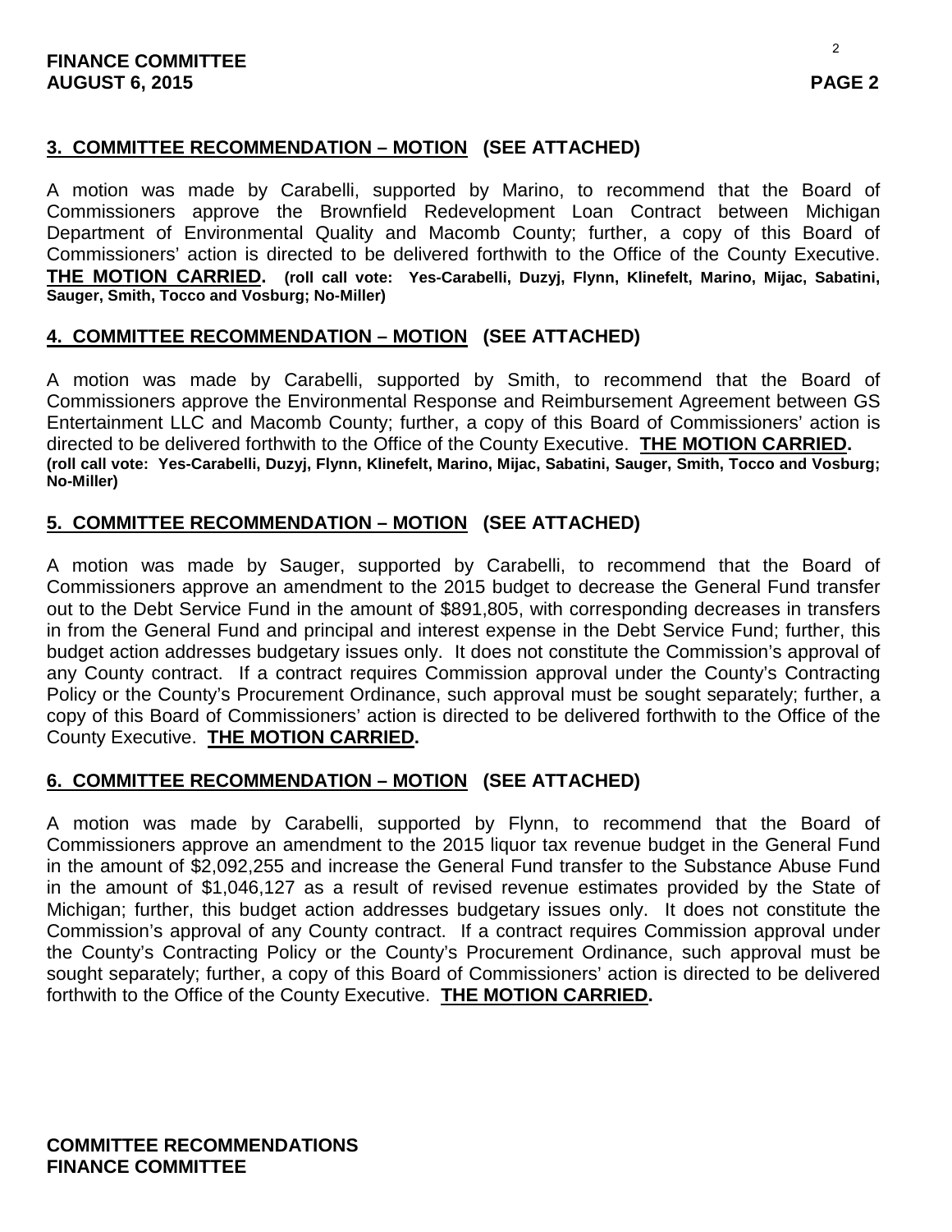**3. COMMITTEE RECOMMENDATION – MOTION (SEE ATTACHED)**

A motion was made by Carabelli, supported by Marino, to recommend that the Board of Commissioners approve the Brownfield Redevelopment Loan Contract between Michigan Department of Environmental Quality and Macomb County; further, a copy of this Board of Commissioners' action is directed to be delivered forthwith to the Office of the County Executive. **THE MOTION CARRIED.** **(roll call vote: Yes-Carabelli, Duzyj, Flynn, Klinefelt, Marino, Mijac, Sabatini, Sauger, Smith, Tocco and Vosburg; No-Miller)**

**4. COMMITTEE RECOMMENDATION – MOTION (SEE ATTACHED)**

A motion was made by Carabelli, supported by Smith, to recommend that the Board of Commissioners approve the Environmental Response and Reimbursement Agreement between GS Entertainment LLC and Macomb County; further, a copy of this Board of Commissioners' action is directed to be delivered forthwith to the Office of the County Executive. **THE MOTION CARRIED.** **(roll call vote: Yes-Carabelli, Duzyj, Flynn, Klinefelt, Marino, Mijac, Sabatini, Sauger, Smith, Tocco and Vosburg; No-Miller)**

**5. COMMITTEE RECOMMENDATION – MOTION (SEE ATTACHED)**

A motion was made by Sauger, supported by Carabelli, to recommend that the Board of Commissioners approve an amendment to the 2015 budget to decrease the General Fund transfer out to the Debt Service Fund in the amount of $891,805, with corresponding decreases in transfers in from the General Fund and principal and interest expense in the Debt Service Fund; further, this budget action addresses budgetary issues only. It does not constitute the Commission's approval of any County contract. If a contract requires Commission approval under the County's Contracting Policy or the County's Procurement Ordinance, such approval must be sought separately; further, a copy of this Board of Commissioners' action is directed to be delivered forthwith to the Office of the County Executive. **THE MOTION CARRIED.**

**6. COMMITTEE RECOMMENDATION – MOTION (SEE ATTACHED)**

A motion was made by Carabelli, supported by Flynn, to recommend that the Board of Commissioners approve an amendment to the 2015 liquor tax revenue budget in the General Fund in the amount of $2,092,255 and increase the General Fund transfer to the Substance Abuse Fund in the amount of $1,046,127 as a result of revised revenue estimates provided by the State of Michigan; further, this budget action addresses budgetary issues only. It does not constitute the Commission's approval of any County contract. If a contract requires Commission approval under the County's Contracting Policy or the County's Procurement Ordinance, such approval must be sought separately; further, a copy of this Board of Commissioners' action is directed to be delivered forthwith to the Office of the County Executive. **THE MOTION CARRIED.**

**COMMITTEE RECOMMENDATIONS**
**FINANCE COMMITTEE**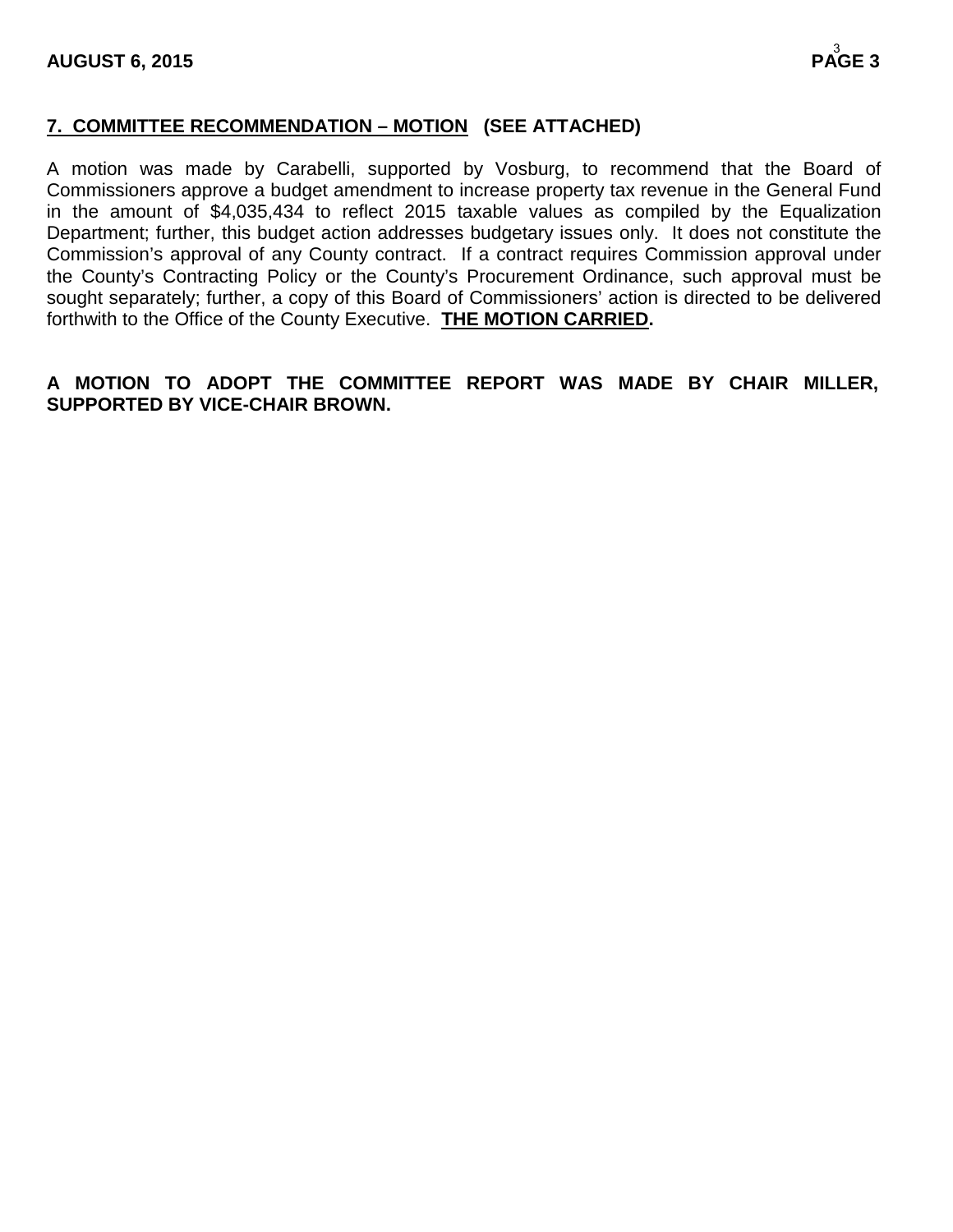**7. COMMITTEE RECOMMENDATION – MOTION (SEE ATTACHED)**

A motion was made by Carabelli, supported by Vosburg, to recommend that the Board of Commissioners approve a budget amendment to increase property tax revenue in the General Fund in the amount of $4,035,434 to reflect 2015 taxable values as compiled by the Equalization Department; further, this budget action addresses budgetary issues only. It does not constitute the Commission's approval of any County contract. If a contract requires Commission approval under the County's Contracting Policy or the County's Procurement Ordinance, such approval must be sought separately; further, a copy of this Board of Commissioners' action is directed to be delivered forthwith to the Office of the County Executive. **THE MOTION CARRIED.**

**A MOTION TO ADOPT THE COMMITTEE REPORT WAS MADE BY CHAIR MILLER, SUPPORTED BY VICE-CHAIR BROWN.**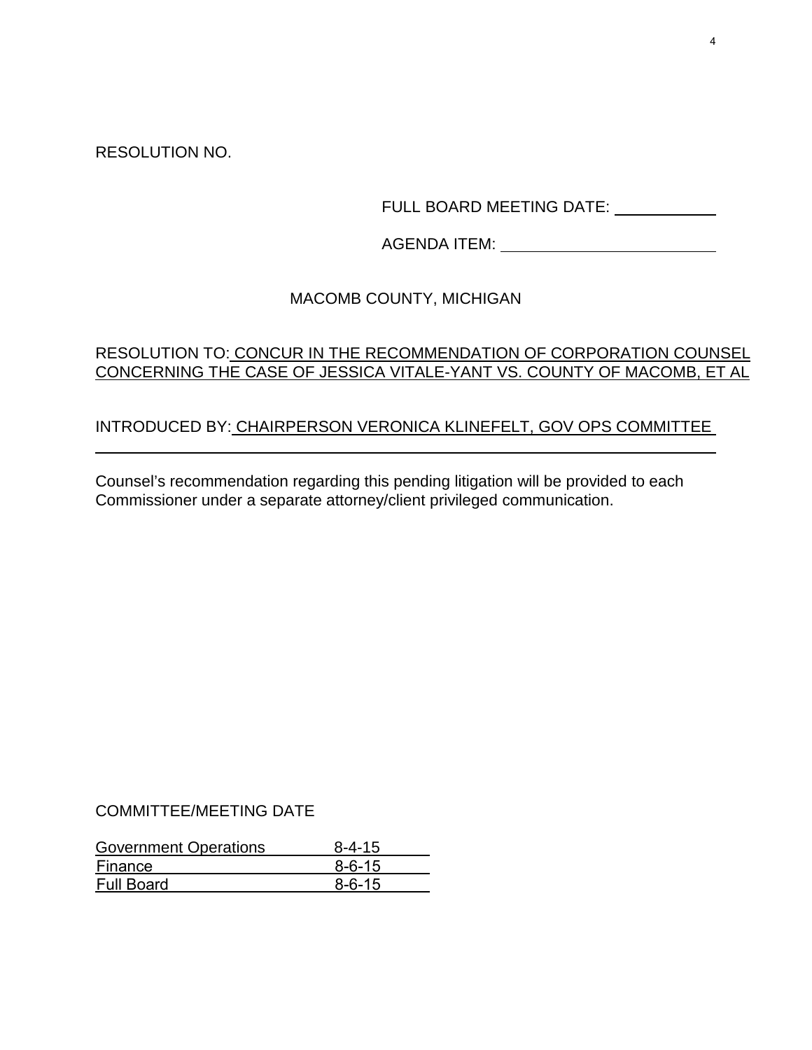RESOLUTION NO.

FULL BOARD MEETING DATE: \_\_\_\_\_\_\_\_\_\_\_

AGENDA ITEM: \_\_\_\_\_\_\_\_\_\_\_\_\_\_\_\_\_\_\_\_\_\_\_\_

MACOMB COUNTY, MICHIGAN

RESOLUTION TO: CONCUR IN THE RECOMMENDATION OF CORPORATION COUNSEL CONCERNING THE CASE OF JESSICA VITALE-YANT VS. COUNTY OF MACOMB, ET AL

INTRODUCED BY: CHAIRPERSON VERONICA KLINEFELT, GOV OPS COMMITTEE

Counsel's recommendation regarding this pending litigation will be provided to each Commissioner under a separate attorney/client privileged communication.

COMMITTEE/MEETING DATE

| Committee | Meeting Date |
|---|---|
| Government Operations | 8-4-15 |
| Finance | 8-6-15 |
| Full Board | 8-6-15 |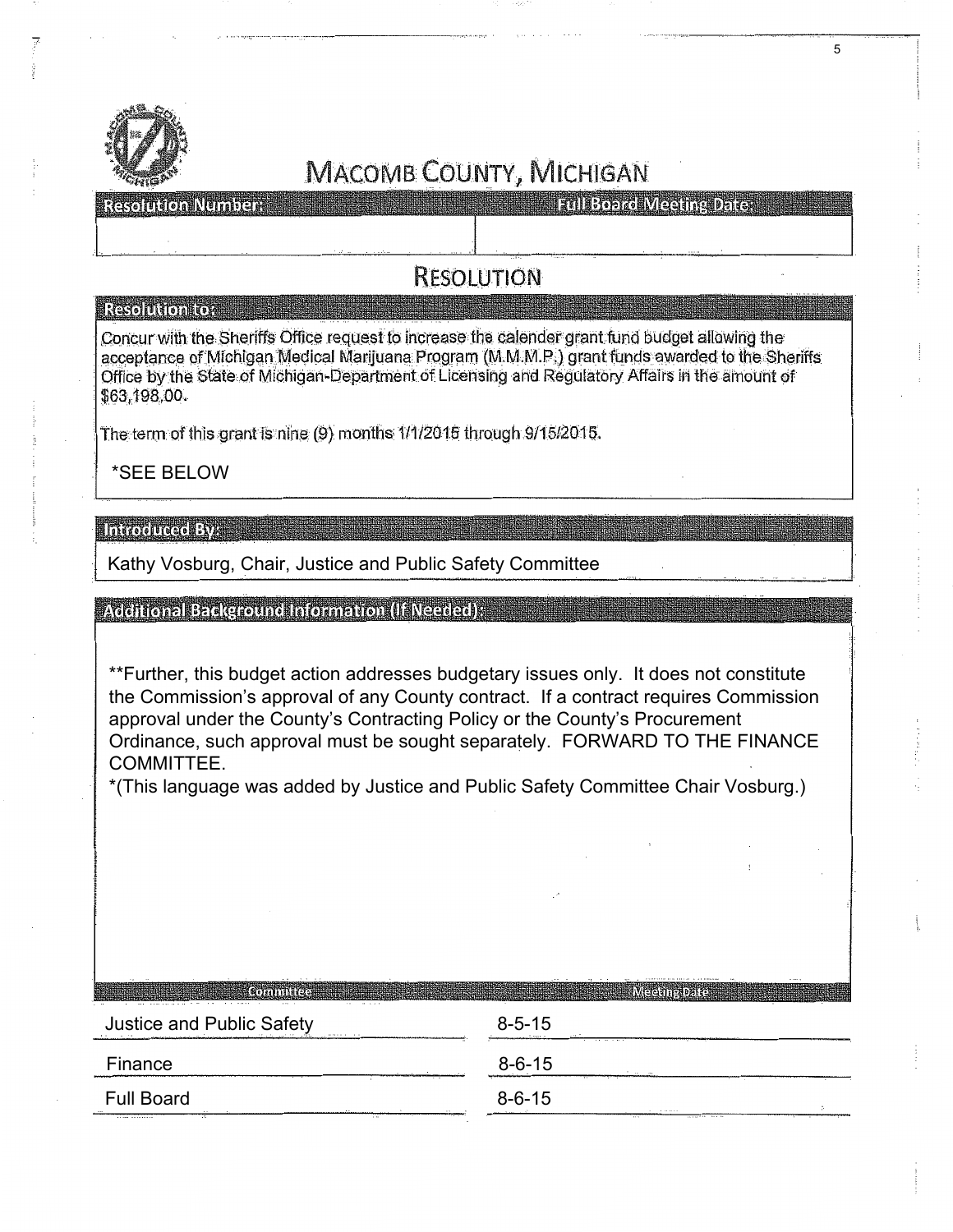# MACOMB COUNTY, MICHIGAN

| Resolution Number: | Full Board Meeting Date: |
|---|---|
| | |

## RESOLUTION

**Resolution to:**

Concur with the Sheriffs Office request to increase the calender grant fund budget allowing the acceptance of Michigan Medical Marijuana Program (M.M.M.P.) grant funds awarded to the Sheriffs Office by the State of Michigan-Department of Licensing and Regulatory Affairs in the amount of $63,198.00.

The term of this grant is nine (9) months 1/1/2015 through 9/15/2015.

*SEE BELOW

**Introduced By:**

Kathy Vosburg, Chair, Justice and Public Safety Committee

**Additional Background Information (If Needed):**

**Further, this budget action addresses budgetary issues only. It does not constitute the Commission's approval of any County contract. If a contract requires Commission approval under the County's Contracting Policy or the County's Procurement Ordinance, such approval must be sought separately. FORWARD TO THE FINANCE COMMITTEE.
*(This language was added by Justice and Public Safety Committee Chair Vosburg.)

| Committee | Meeting Date |
|---|---|
| Justice and Public Safety | 8-5-15 |
| Finance | 8-6-15 |
| Full Board | 8-6-15 |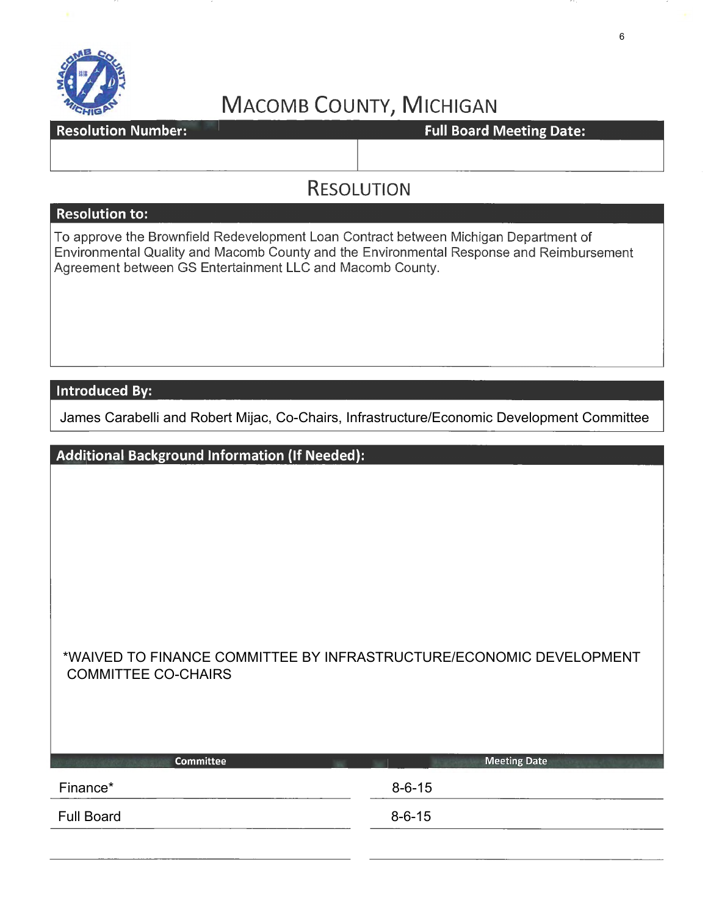# MACOMB COUNTY, MICHIGAN

| Resolution Number: | Full Board Meeting Date: |
| --- | --- |
| | |

## RESOLUTION

**Resolution to:**

To approve the Brownfield Redevelopment Loan Contract between Michigan Department of Environmental Quality and Macomb County and the Environmental Response and Reimbursement Agreement between GS Entertainment LLC and Macomb County.

**Introduced By:**

James Carabelli and Robert Mijac, Co-Chairs, Infrastructure/Economic Development Committee

**Additional Background Information (If Needed):**

*WAIVED TO FINANCE COMMITTEE BY INFRASTRUCTURE/ECONOMIC DEVELOPMENT COMMITTEE CO-CHAIRS

| Committee | Meeting Date |
| --- | --- |
| Finance* | 8-6-15 |
| Full Board | 8-6-15 |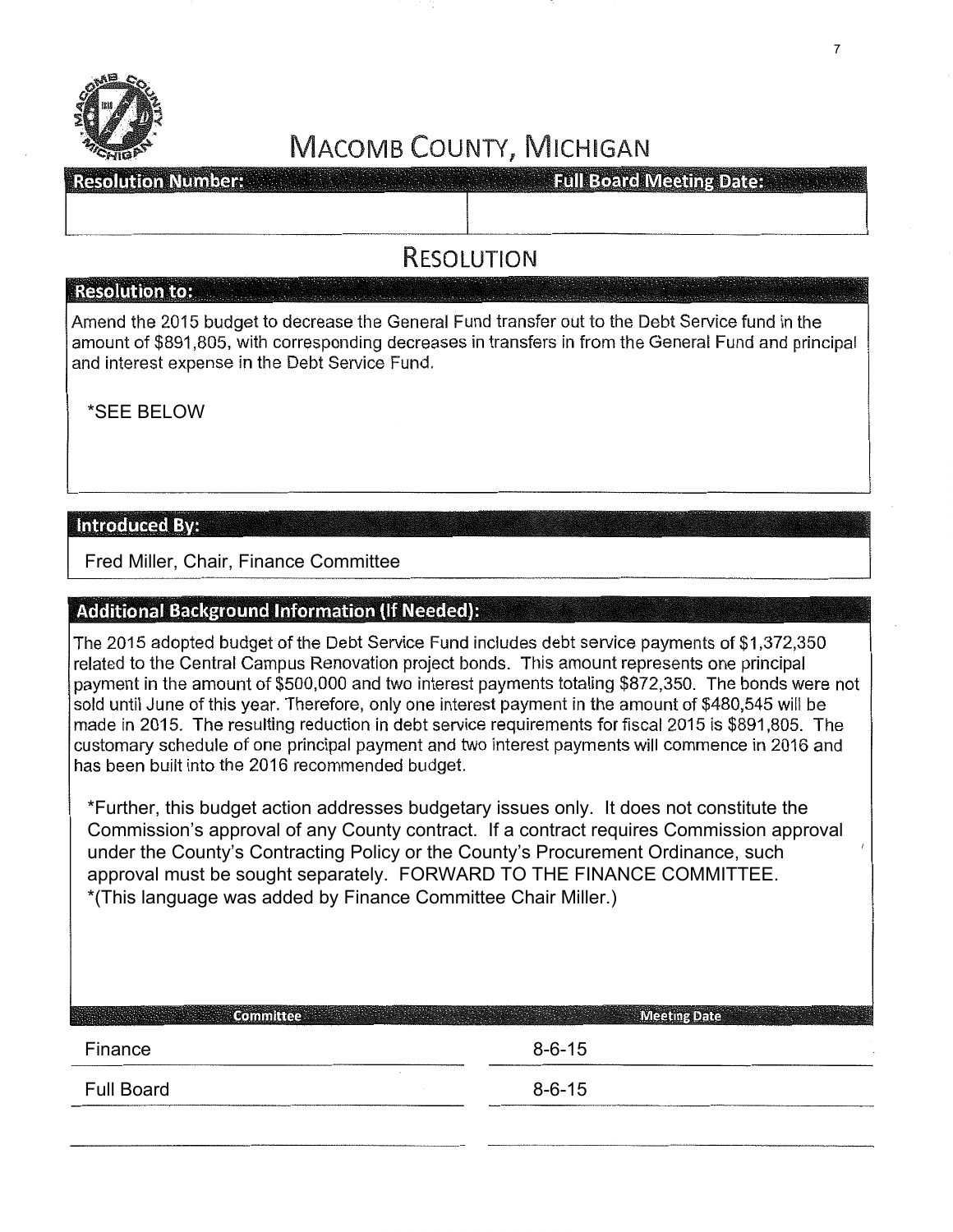# MACOMB COUNTY, MICHIGAN

| Resolution Number: | Full Board Meeting Date: |
|---|---|
| | |

## RESOLUTION

**Resolution to:**

Amend the 2015 budget to decrease the General Fund transfer out to the Debt Service fund in the amount of $891,805, with corresponding decreases in transfers in from the General Fund and principal and interest expense in the Debt Service Fund.

*SEE BELOW

**Introduced By:**

Fred Miller, Chair, Finance Committee

**Additional Background Information (If Needed):**

The 2015 adopted budget of the Debt Service Fund includes debt service payments of $1,372,350 related to the Central Campus Renovation project bonds. This amount represents one principal payment in the amount of $500,000 and two interest payments totaling $872,350. The bonds were not sold until June of this year. Therefore, only one interest payment in the amount of $480,545 will be made in 2015. The resulting reduction in debt service requirements for fiscal 2015 is $891,805. The customary schedule of one principal payment and two interest payments will commence in 2016 and has been built into the 2016 recommended budget.

*Further, this budget action addresses budgetary issues only. It does not constitute the Commission's approval of any County contract. If a contract requires Commission approval under the County's Contracting Policy or the County's Procurement Ordinance, such approval must be sought separately. FORWARD TO THE FINANCE COMMITTEE.
*(This language was added by Finance Committee Chair Miller.)

| Committee | Meeting Date |
|---|---|
| Finance | 8-6-15 |
| Full Board | 8-6-15 |
| | |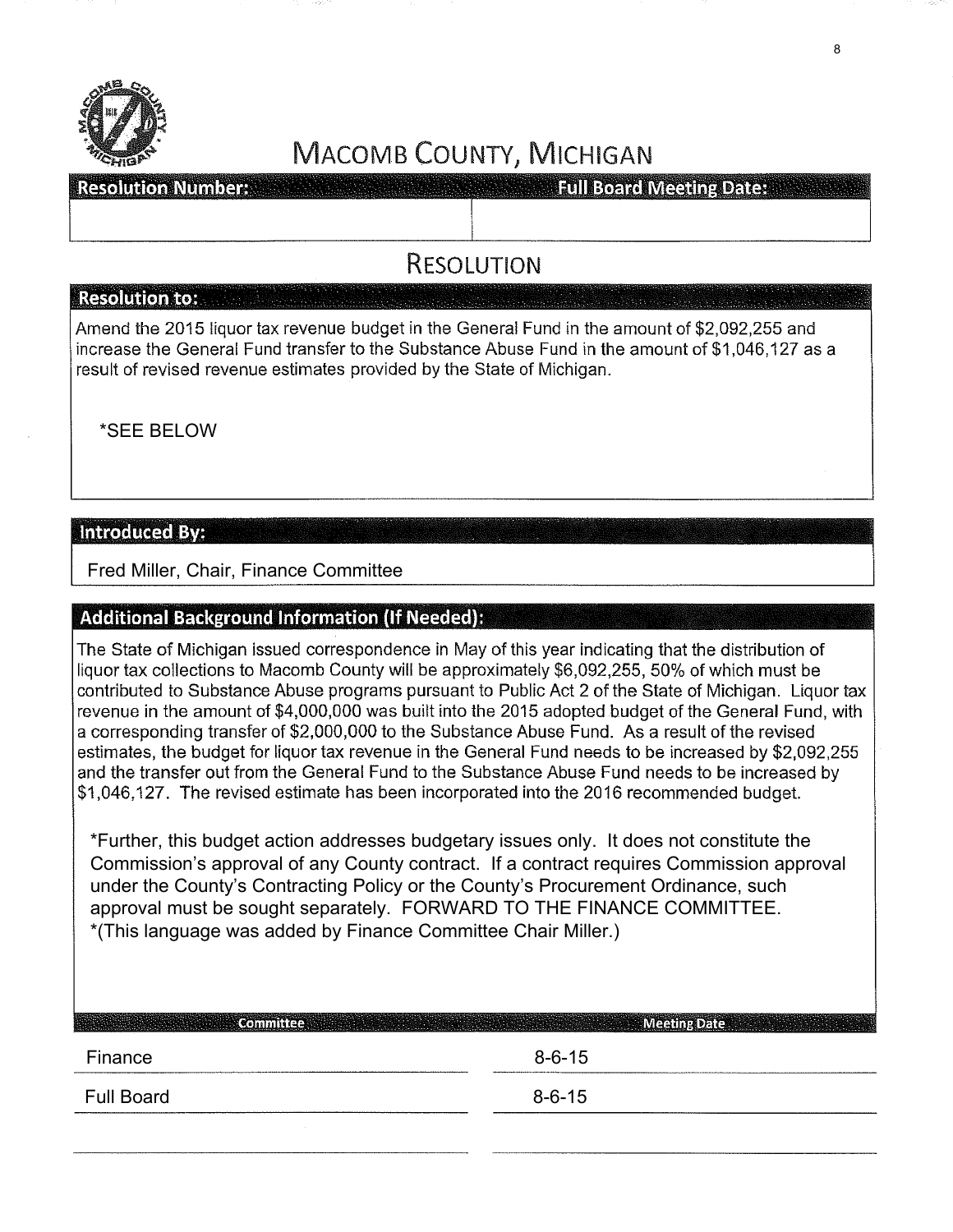# MACOMB COUNTY, MICHIGAN

| Resolution Number: | Full Board Meeting Date: |
|---|---|
| | |

## RESOLUTION

**Resolution to:**

Amend the 2015 liquor tax revenue budget in the General Fund in the amount of $2,092,255 and increase the General Fund transfer to the Substance Abuse Fund in the amount of $1,046,127 as a result of revised revenue estimates provided by the State of Michigan.

*SEE BELOW

**Introduced By:**

Fred Miller, Chair, Finance Committee

**Additional Background Information (If Needed):**

The State of Michigan issued correspondence in May of this year indicating that the distribution of liquor tax collections to Macomb County will be approximately $6,092,255, 50% of which must be contributed to Substance Abuse programs pursuant to Public Act 2 of the State of Michigan. Liquor tax revenue in the amount of $4,000,000 was built into the 2015 adopted budget of the General Fund, with a corresponding transfer of $2,000,000 to the Substance Abuse Fund. As a result of the revised estimates, the budget for liquor tax revenue in the General Fund needs to be increased by $2,092,255 and the transfer out from the General Fund to the Substance Abuse Fund needs to be increased by $1,046,127. The revised estimate has been incorporated into the 2016 recommended budget.

*Further, this budget action addresses budgetary issues only. It does not constitute the Commission's approval of any County contract. If a contract requires Commission approval under the County's Contracting Policy or the County's Procurement Ordinance, such approval must be sought separately. FORWARD TO THE FINANCE COMMITTEE.
*(This language was added by Finance Committee Chair Miller.)

| Committee | Meeting Date |
|---|---|
| Finance | 8-6-15 |
| Full Board | 8-6-15 |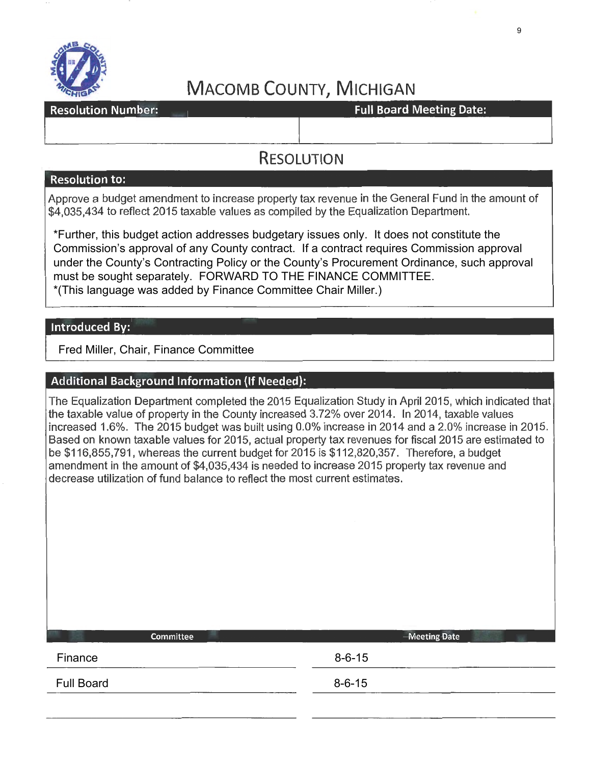# MACOMB COUNTY, MICHIGAN

| Resolution Number: | Full Board Meeting Date: |
| --- | --- |
| | |

## RESOLUTION

### Resolution to:

Approve a budget amendment to increase property tax revenue in the General Fund in the amount of $4,035,434 to reflect 2015 taxable values as compiled by the Equalization Department.

*Further, this budget action addresses budgetary issues only. It does not constitute the Commission's approval of any County contract. If a contract requires Commission approval under the County's Contracting Policy or the County's Procurement Ordinance, such approval must be sought separately. FORWARD TO THE FINANCE COMMITTEE.
*(This language was added by Finance Committee Chair Miller.)

### Introduced By:

Fred Miller, Chair, Finance Committee

### Additional Background Information (If Needed):

The Equalization Department completed the 2015 Equalization Study in April 2015, which indicated that the taxable value of property in the County increased 3.72% over 2014. In 2014, taxable values increased 1.6%. The 2015 budget was built using 0.0% increase in 2014 and a 2.0% increase in 2015. Based on known taxable values for 2015, actual property tax revenues for fiscal 2015 are estimated to be $116,855,791, whereas the current budget for 2015 is $112,820,357. Therefore, a budget amendment in the amount of $4,035,434 is needed to increase 2015 property tax revenue and decrease utilization of fund balance to reflect the most current estimates.

| Committee | Meeting Date |
| --- | --- |
| Finance | 8-6-15 |
| Full Board | 8-6-15 |
| | |